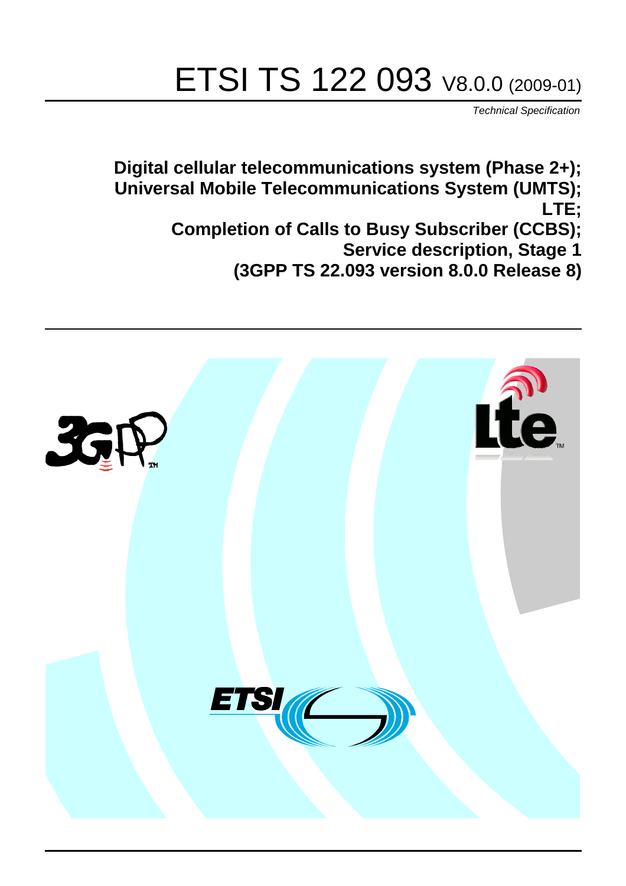# ETSI TS 122 093 V8.0.0 (2009-01)

*Technical Specification*

**Digital cellular telecommunications system (Phase 2+);**
**Universal Mobile Telecommunications System (UMTS);**
**LTE;**
**Completion of Calls to Busy Subscriber (CCBS);**
**Service description, Stage 1**
**(3GPP TS 22.093 version 8.0.0 Release 8)**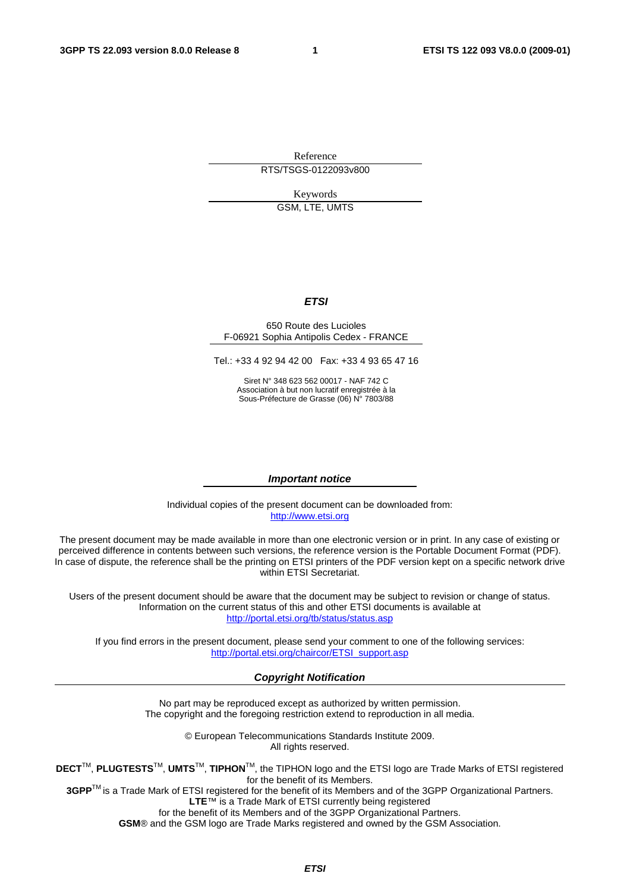Reference

RTS/TSGS-0122093v800

Keywords

GSM, LTE, UMTS

***ETSI***

650 Route des Lucioles
F-06921 Sophia Antipolis Cedex - FRANCE

Tel.: +33 4 92 94 42 00 Fax: +33 4 93 65 47 16

Siret N° 348 623 562 00017 - NAF 742 C
Association à but non lucratif enregistrée à la
Sous-Préfecture de Grasse (06) N° 7803/88

***Important notice***

Individual copies of the present document can be downloaded from:
http://www.etsi.org

The present document may be made available in more than one electronic version or in print. In any case of existing or perceived difference in contents between such versions, the reference version is the Portable Document Format (PDF). In case of dispute, the reference shall be the printing on ETSI printers of the PDF version kept on a specific network drive within ETSI Secretariat.

Users of the present document should be aware that the document may be subject to revision or change of status. Information on the current status of this and other ETSI documents is available at
http://portal.etsi.org/tb/status/status.asp

If you find errors in the present document, please send your comment to one of the following services:
http://portal.etsi.org/chaircor/ETSI_support.asp

***Copyright Notification***

No part may be reproduced except as authorized by written permission.
The copyright and the foregoing restriction extend to reproduction in all media.

© European Telecommunications Standards Institute 2009.
All rights reserved.

**DECT**™, **PLUGTESTS**™, **UMTS**™, **TIPHON**™, the TIPHON logo and the ETSI logo are Trade Marks of ETSI registered for the benefit of its Members.
**3GPP**™ is a Trade Mark of ETSI registered for the benefit of its Members and of the 3GPP Organizational Partners.
**LTE**™ is a Trade Mark of ETSI currently being registered
for the benefit of its Members and of the 3GPP Organizational Partners.
**GSM**® and the GSM logo are Trade Marks registered and owned by the GSM Association.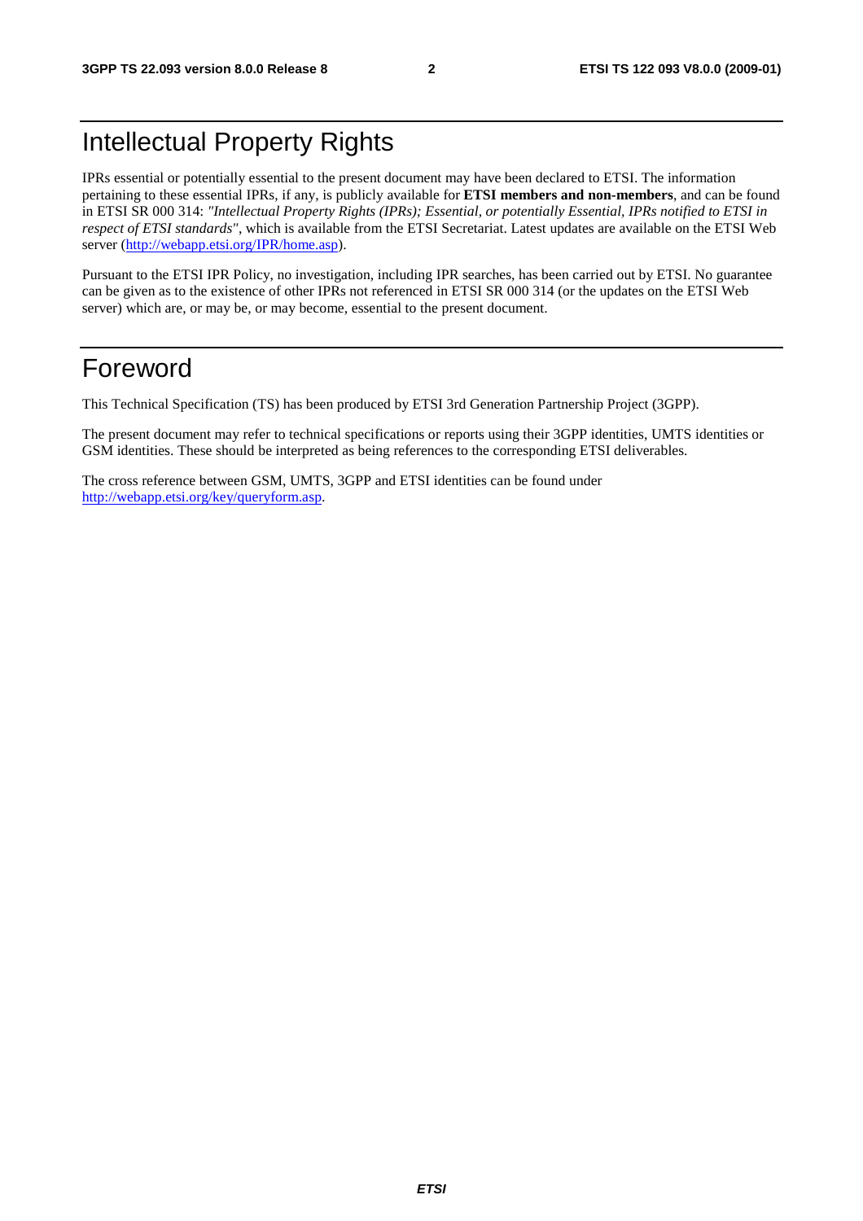# Intellectual Property Rights

IPRs essential or potentially essential to the present document may have been declared to ETSI. The information pertaining to these essential IPRs, if any, is publicly available for **ETSI members and non-members**, and can be found in ETSI SR 000 314: *"Intellectual Property Rights (IPRs); Essential, or potentially Essential, IPRs notified to ETSI in respect of ETSI standards"*, which is available from the ETSI Secretariat. Latest updates are available on the ETSI Web server (http://webapp.etsi.org/IPR/home.asp).

Pursuant to the ETSI IPR Policy, no investigation, including IPR searches, has been carried out by ETSI. No guarantee can be given as to the existence of other IPRs not referenced in ETSI SR 000 314 (or the updates on the ETSI Web server) which are, or may be, or may become, essential to the present document.

# Foreword

This Technical Specification (TS) has been produced by ETSI 3rd Generation Partnership Project (3GPP).

The present document may refer to technical specifications or reports using their 3GPP identities, UMTS identities or GSM identities. These should be interpreted as being references to the corresponding ETSI deliverables.

The cross reference between GSM, UMTS, 3GPP and ETSI identities can be found under http://webapp.etsi.org/key/queryform.asp.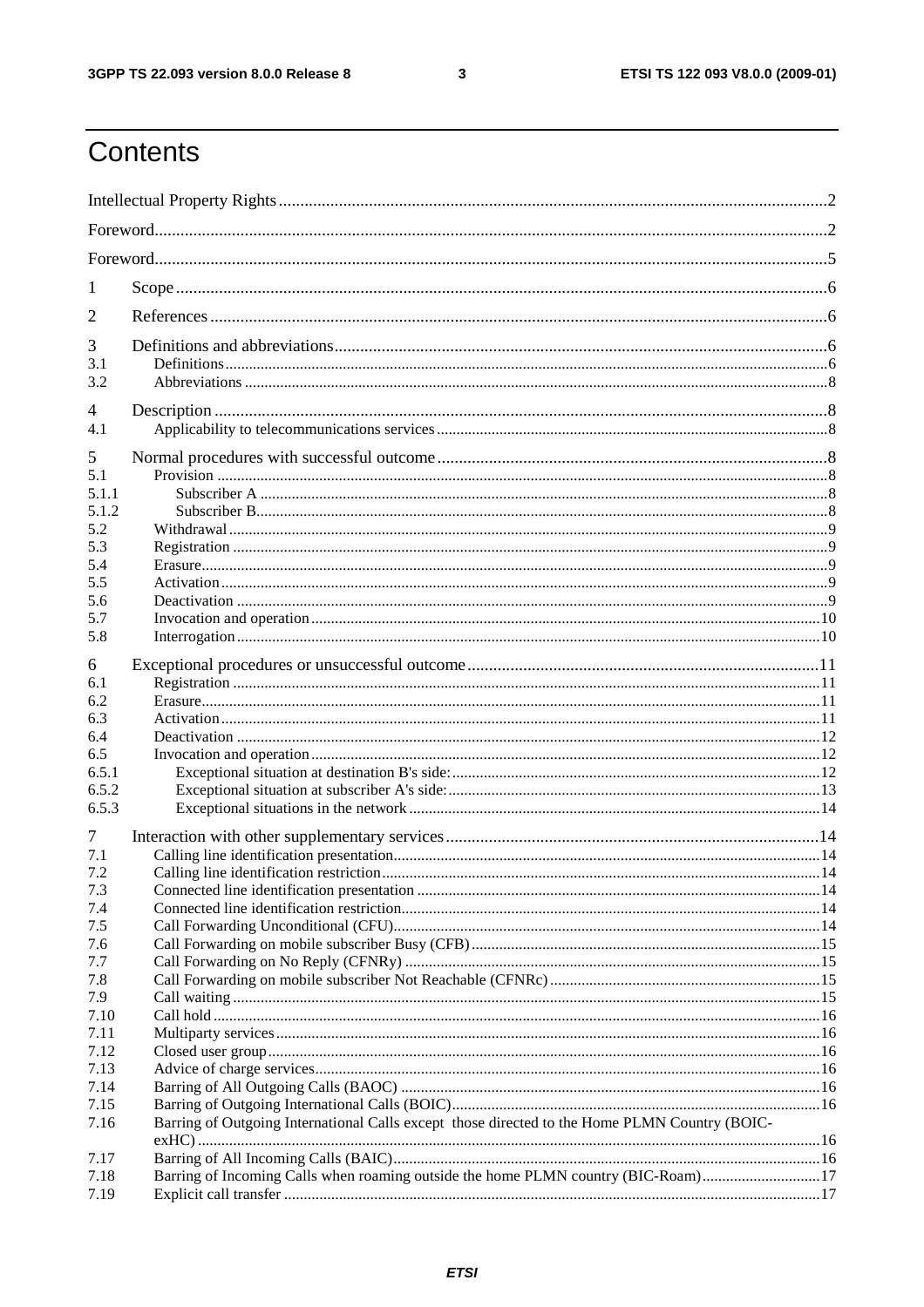# Contents

Intellectual Property Rights 2
Foreword 2
Foreword 5
1 Scope 6
2 References 6
3 Definitions and abbreviations 6
3.1 Definitions 6
3.2 Abbreviations 8
4 Description 8
4.1 Applicability to telecommunications services 8
5 Normal procedures with successful outcome 8
5.1 Provision 8
5.1.1 Subscriber A 8
5.1.2 Subscriber B 8
5.2 Withdrawal 9
5.3 Registration 9
5.4 Erasure 9
5.5 Activation 9
5.6 Deactivation 9
5.7 Invocation and operation 10
5.8 Interrogation 10
6 Exceptional procedures or unsuccessful outcome 11
6.1 Registration 11
6.2 Erasure 11
6.3 Activation 11
6.4 Deactivation 12
6.5 Invocation and operation 12
6.5.1 Exceptional situation at destination B's side: 12
6.5.2 Exceptional situation at subscriber A's side: 13
6.5.3 Exceptional situations in the network 14
7 Interaction with other supplementary services 14
7.1 Calling line identification presentation 14
7.2 Calling line identification restriction 14
7.3 Connected line identification presentation 14
7.4 Connected line identification restriction 14
7.5 Call Forwarding Unconditional (CFU) 14
7.6 Call Forwarding on mobile subscriber Busy (CFB) 15
7.7 Call Forwarding on No Reply (CFNRy) 15
7.8 Call Forwarding on mobile subscriber Not Reachable (CFNRc) 15
7.9 Call waiting 15
7.10 Call hold 16
7.11 Multiparty services 16
7.12 Closed user group 16
7.13 Advice of charge services 16
7.14 Barring of All Outgoing Calls (BAOC) 16
7.15 Barring of Outgoing International Calls (BOIC) 16
7.16 Barring of Outgoing International Calls except those directed to the Home PLMN Country (BOIC-exHC) 16
7.17 Barring of All Incoming Calls (BAIC) 16
7.18 Barring of Incoming Calls when roaming outside the home PLMN country (BIC-Roam) 17
7.19 Explicit call transfer 17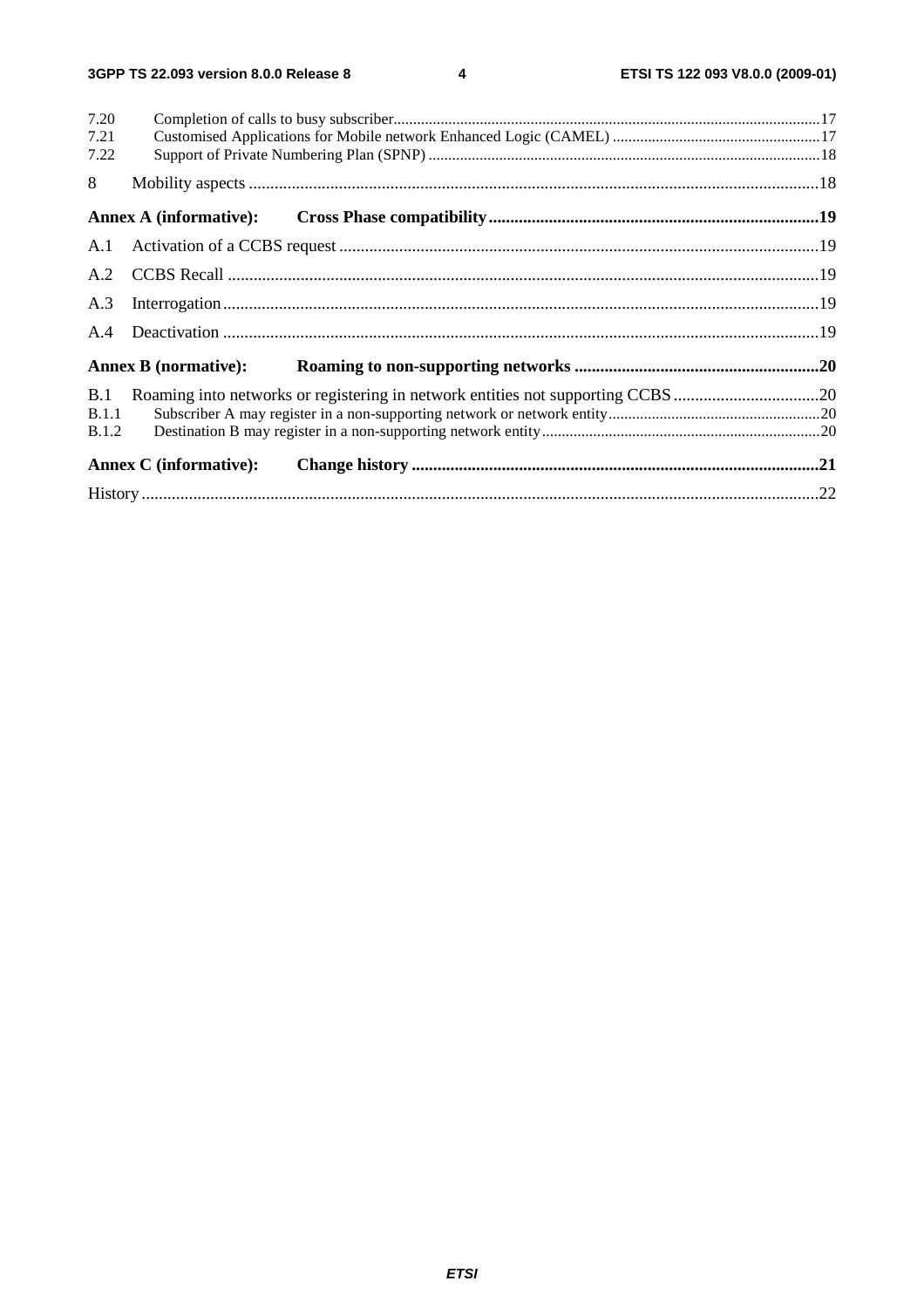7.20 Completion of calls to busy subscriber ... 17
7.21 Customised Applications for Mobile network Enhanced Logic (CAMEL) ... 17
7.22 Support of Private Numbering Plan (SPNP) ... 18

8 Mobility aspects ... 18

**Annex A (informative): Cross Phase compatibility ... 19**

A.1 Activation of a CCBS request ... 19

A.2 CCBS Recall ... 19

A.3 Interrogation ... 19

A.4 Deactivation ... 19

**Annex B (normative): Roaming to non-supporting networks ... 20**

B.1 Roaming into networks or registering in network entities not supporting CCBS ... 20
B.1.1 Subscriber A may register in a non-supporting network or network entity ... 20
B.1.2 Destination B may register in a non-supporting network entity ... 20

**Annex C (informative): Change history ... 21**

History ... 22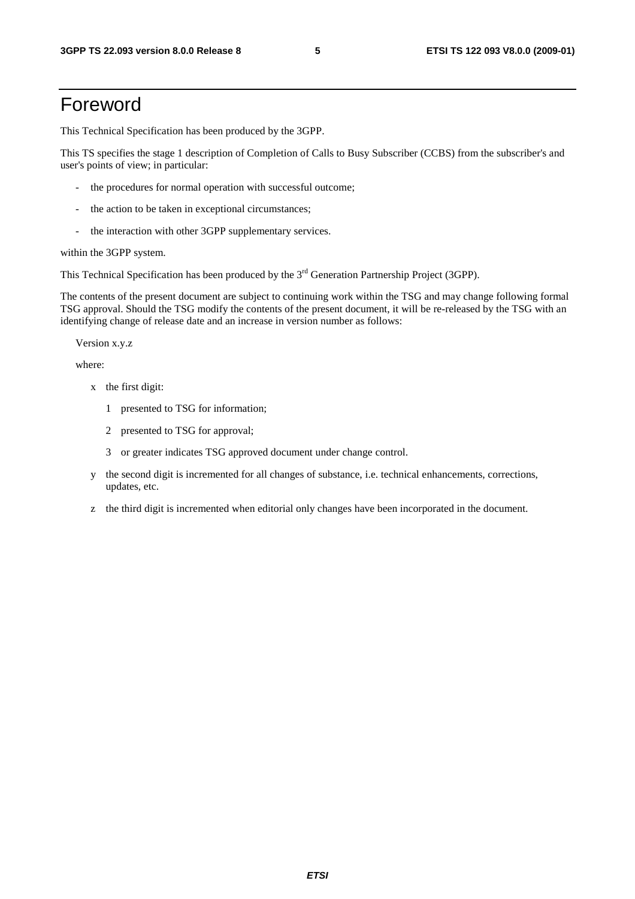# Foreword

This Technical Specification has been produced by the 3GPP.

This TS specifies the stage 1 description of Completion of Calls to Busy Subscriber (CCBS) from the subscriber's and user's points of view; in particular:

- the procedures for normal operation with successful outcome;
- the action to be taken in exceptional circumstances;
- the interaction with other 3GPP supplementary services.

within the 3GPP system.

This Technical Specification has been produced by the 3rd Generation Partnership Project (3GPP).

The contents of the present document are subject to continuing work within the TSG and may change following formal TSG approval. Should the TSG modify the contents of the present document, it will be re-released by the TSG with an identifying change of release date and an increase in version number as follows:

Version x.y.z

where:

- x the first digit:
  - 1 presented to TSG for information;
  - 2 presented to TSG for approval;
  - 3 or greater indicates TSG approved document under change control.
- y the second digit is incremented for all changes of substance, i.e. technical enhancements, corrections, updates, etc.
- z the third digit is incremented when editorial only changes have been incorporated in the document.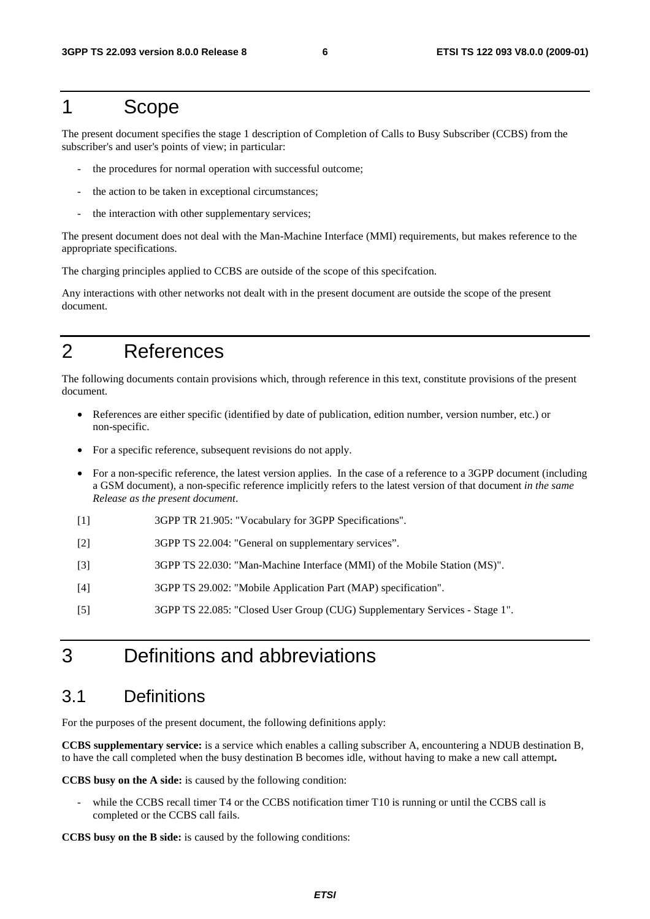# 1 Scope

The present document specifies the stage 1 description of Completion of Calls to Busy Subscriber (CCBS) from the subscriber's and user's points of view; in particular:

- the procedures for normal operation with successful outcome;
- the action to be taken in exceptional circumstances;
- the interaction with other supplementary services;

The present document does not deal with the Man-Machine Interface (MMI) requirements, but makes reference to the appropriate specifications.

The charging principles applied to CCBS are outside of the scope of this specifcation.

Any interactions with other networks not dealt with in the present document are outside the scope of the present document.

# 2 References

The following documents contain provisions which, through reference in this text, constitute provisions of the present document.

- References are either specific (identified by date of publication, edition number, version number, etc.) or non-specific.
- For a specific reference, subsequent revisions do not apply.
- For a non-specific reference, the latest version applies. In the case of a reference to a 3GPP document (including a GSM document), a non-specific reference implicitly refers to the latest version of that document *in the same Release as the present document*.

[1] 3GPP TR 21.905: "Vocabulary for 3GPP Specifications".

[2] 3GPP TS 22.004: "General on supplementary services".

[3] 3GPP TS 22.030: "Man-Machine Interface (MMI) of the Mobile Station (MS)".

[4] 3GPP TS 29.002: "Mobile Application Part (MAP) specification".

[5] 3GPP TS 22.085: "Closed User Group (CUG) Supplementary Services - Stage 1".

# 3 Definitions and abbreviations

## 3.1 Definitions

For the purposes of the present document, the following definitions apply:

**CCBS supplementary service:** is a service which enables a calling subscriber A, encountering a NDUB destination B, to have the call completed when the busy destination B becomes idle, without having to make a new call attempt**.**

**CCBS busy on the A side:** is caused by the following condition:

- while the CCBS recall timer T4 or the CCBS notification timer T10 is running or until the CCBS call is completed or the CCBS call fails.

**CCBS busy on the B side:** is caused by the following conditions: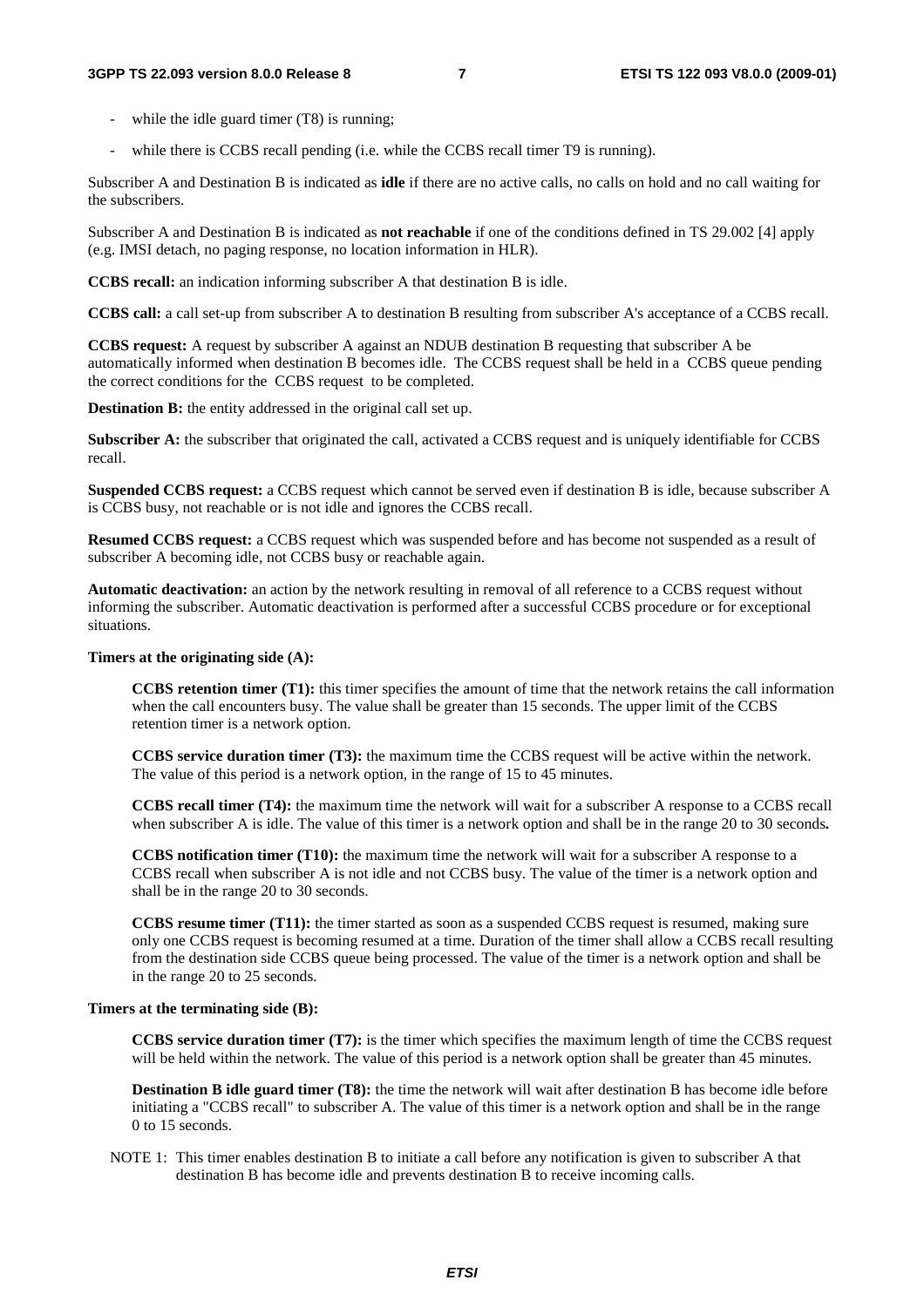- while the idle guard timer (T8) is running;
- while there is CCBS recall pending (i.e. while the CCBS recall timer T9 is running).

Subscriber A and Destination B is indicated as **idle** if there are no active calls, no calls on hold and no call waiting for the subscribers.

Subscriber A and Destination B is indicated as **not reachable** if one of the conditions defined in TS 29.002 [4] apply (e.g. IMSI detach, no paging response, no location information in HLR).

**CCBS recall:** an indication informing subscriber A that destination B is idle.

**CCBS call:** a call set-up from subscriber A to destination B resulting from subscriber A's acceptance of a CCBS recall.

**CCBS request:** A request by subscriber A against an NDUB destination B requesting that subscriber A be automatically informed when destination B becomes idle. The CCBS request shall be held in a CCBS queue pending the correct conditions for the CCBS request to be completed.

**Destination B:** the entity addressed in the original call set up.

**Subscriber A:** the subscriber that originated the call, activated a CCBS request and is uniquely identifiable for CCBS recall.

**Suspended CCBS request:** a CCBS request which cannot be served even if destination B is idle, because subscriber A is CCBS busy, not reachable or is not idle and ignores the CCBS recall.

**Resumed CCBS request:** a CCBS request which was suspended before and has become not suspended as a result of subscriber A becoming idle, not CCBS busy or reachable again.

**Automatic deactivation:** an action by the network resulting in removal of all reference to a CCBS request without informing the subscriber. Automatic deactivation is performed after a successful CCBS procedure or for exceptional situations.

**Timers at the originating side (A):**

> **CCBS retention timer (T1):** this timer specifies the amount of time that the network retains the call information when the call encounters busy. The value shall be greater than 15 seconds. The upper limit of the CCBS retention timer is a network option.
>
> **CCBS service duration timer (T3):** the maximum time the CCBS request will be active within the network. The value of this period is a network option, in the range of 15 to 45 minutes.
>
> **CCBS recall timer (T4):** the maximum time the network will wait for a subscriber A response to a CCBS recall when subscriber A is idle. The value of this timer is a network option and shall be in the range 20 to 30 seconds**.**
>
> **CCBS notification timer (T10):** the maximum time the network will wait for a subscriber A response to a CCBS recall when subscriber A is not idle and not CCBS busy. The value of the timer is a network option and shall be in the range 20 to 30 seconds.
>
> **CCBS resume timer (T11):** the timer started as soon as a suspended CCBS request is resumed, making sure only one CCBS request is becoming resumed at a time. Duration of the timer shall allow a CCBS recall resulting from the destination side CCBS queue being processed. The value of the timer is a network option and shall be in the range 20 to 25 seconds.

**Timers at the terminating side (B):**

> **CCBS service duration timer (T7):** is the timer which specifies the maximum length of time the CCBS request will be held within the network. The value of this period is a network option shall be greater than 45 minutes.
>
> **Destination B idle guard timer (T8):** the time the network will wait after destination B has become idle before initiating a "CCBS recall" to subscriber A. The value of this timer is a network option and shall be in the range 0 to 15 seconds.

NOTE 1: This timer enables destination B to initiate a call before any notification is given to subscriber A that destination B has become idle and prevents destination B to receive incoming calls.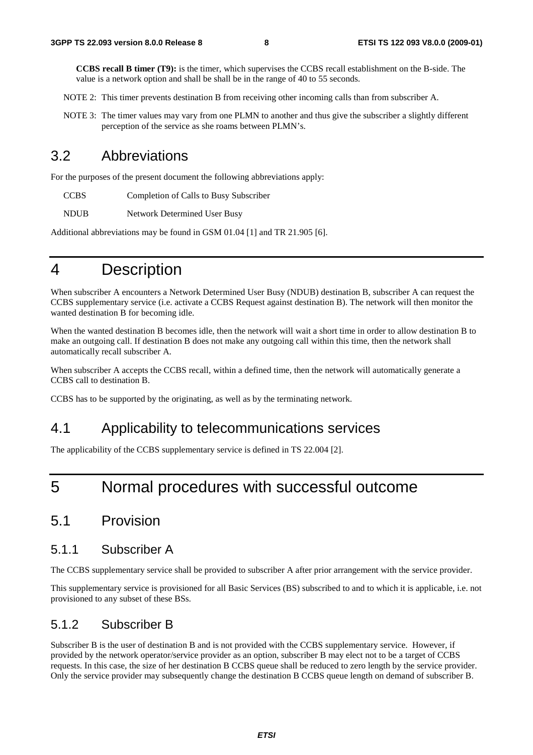**CCBS recall B timer (T9):** is the timer, which supervises the CCBS recall establishment on the B-side. The value is a network option and shall be shall be in the range of 40 to 55 seconds.

NOTE 2: This timer prevents destination B from receiving other incoming calls than from subscriber A.

NOTE 3: The timer values may vary from one PLMN to another and thus give the subscriber a slightly different perception of the service as she roams between PLMN's.

## 3.2 Abbreviations

For the purposes of the present document the following abbreviations apply:

CCBS Completion of Calls to Busy Subscriber

NDUB Network Determined User Busy

Additional abbreviations may be found in GSM 01.04 [1] and TR 21.905 [6].

# 4 Description

When subscriber A encounters a Network Determined User Busy (NDUB) destination B, subscriber A can request the CCBS supplementary service (i.e. activate a CCBS Request against destination B). The network will then monitor the wanted destination B for becoming idle.

When the wanted destination B becomes idle, then the network will wait a short time in order to allow destination B to make an outgoing call. If destination B does not make any outgoing call within this time, then the network shall automatically recall subscriber A.

When subscriber A accepts the CCBS recall, within a defined time, then the network will automatically generate a CCBS call to destination B.

CCBS has to be supported by the originating, as well as by the terminating network.

## 4.1 Applicability to telecommunications services

The applicability of the CCBS supplementary service is defined in TS 22.004 [2].

# 5 Normal procedures with successful outcome

## 5.1 Provision

### 5.1.1 Subscriber A

The CCBS supplementary service shall be provided to subscriber A after prior arrangement with the service provider.

This supplementary service is provisioned for all Basic Services (BS) subscribed to and to which it is applicable, i.e. not provisioned to any subset of these BSs.

### 5.1.2 Subscriber B

Subscriber B is the user of destination B and is not provided with the CCBS supplementary service. However, if provided by the network operator/service provider as an option, subscriber B may elect not to be a target of CCBS requests. In this case, the size of her destination B CCBS queue shall be reduced to zero length by the service provider. Only the service provider may subsequently change the destination B CCBS queue length on demand of subscriber B.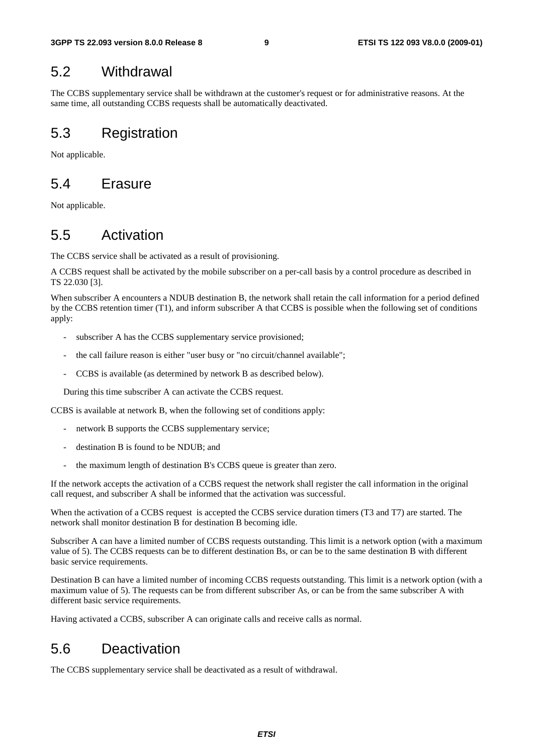## 5.2 Withdrawal

The CCBS supplementary service shall be withdrawn at the customer's request or for administrative reasons. At the same time, all outstanding CCBS requests shall be automatically deactivated.

## 5.3 Registration

Not applicable.

## 5.4 Erasure

Not applicable.

## 5.5 Activation

The CCBS service shall be activated as a result of provisioning.

A CCBS request shall be activated by the mobile subscriber on a per-call basis by a control procedure as described in TS 22.030 [3].

When subscriber A encounters a NDUB destination B, the network shall retain the call information for a period defined by the CCBS retention timer (T1), and inform subscriber A that CCBS is possible when the following set of conditions apply:

- subscriber A has the CCBS supplementary service provisioned;
- the call failure reason is either "user busy or "no circuit/channel available";
- CCBS is available (as determined by network B as described below).

During this time subscriber A can activate the CCBS request.

CCBS is available at network B, when the following set of conditions apply:

- network B supports the CCBS supplementary service;
- destination B is found to be NDUB; and
- the maximum length of destination B's CCBS queue is greater than zero.

If the network accepts the activation of a CCBS request the network shall register the call information in the original call request, and subscriber A shall be informed that the activation was successful.

When the activation of a CCBS request is accepted the CCBS service duration timers (T3 and T7) are started. The network shall monitor destination B for destination B becoming idle.

Subscriber A can have a limited number of CCBS requests outstanding. This limit is a network option (with a maximum value of 5). The CCBS requests can be to different destination Bs, or can be to the same destination B with different basic service requirements.

Destination B can have a limited number of incoming CCBS requests outstanding. This limit is a network option (with a maximum value of 5). The requests can be from different subscriber As, or can be from the same subscriber A with different basic service requirements.

Having activated a CCBS, subscriber A can originate calls and receive calls as normal.

## 5.6 Deactivation

The CCBS supplementary service shall be deactivated as a result of withdrawal.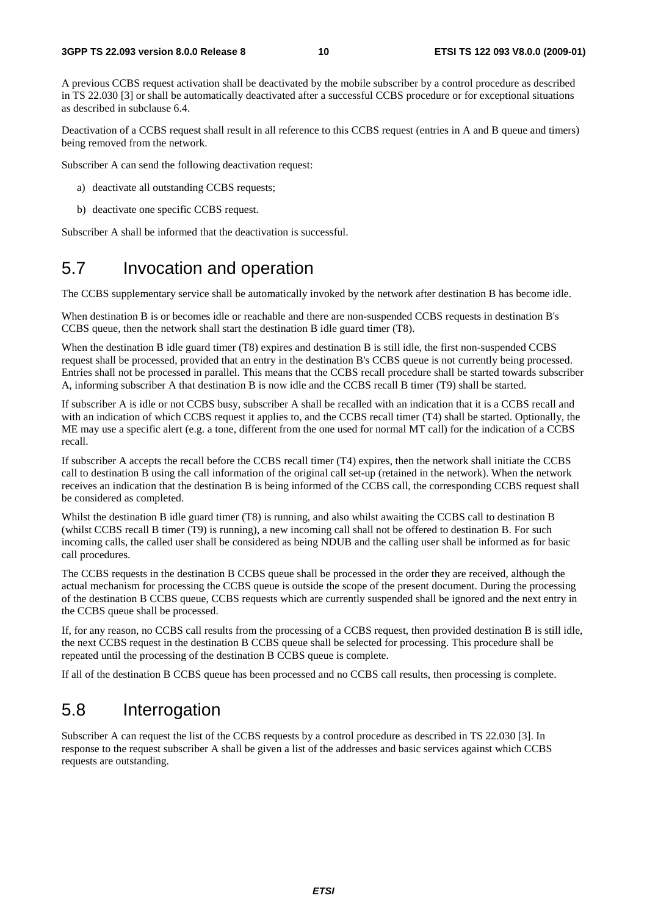A previous CCBS request activation shall be deactivated by the mobile subscriber by a control procedure as described in TS 22.030 [3] or shall be automatically deactivated after a successful CCBS procedure or for exceptional situations as described in subclause 6.4.

Deactivation of a CCBS request shall result in all reference to this CCBS request (entries in A and B queue and timers) being removed from the network.

Subscriber A can send the following deactivation request:

a) deactivate all outstanding CCBS requests;

b) deactivate one specific CCBS request.

Subscriber A shall be informed that the deactivation is successful.

## 5.7 Invocation and operation

The CCBS supplementary service shall be automatically invoked by the network after destination B has become idle.

When destination B is or becomes idle or reachable and there are non-suspended CCBS requests in destination B's CCBS queue, then the network shall start the destination B idle guard timer (T8).

When the destination B idle guard timer (T8) expires and destination B is still idle, the first non-suspended CCBS request shall be processed, provided that an entry in the destination B's CCBS queue is not currently being processed. Entries shall not be processed in parallel. This means that the CCBS recall procedure shall be started towards subscriber A, informing subscriber A that destination B is now idle and the CCBS recall B timer (T9) shall be started.

If subscriber A is idle or not CCBS busy, subscriber A shall be recalled with an indication that it is a CCBS recall and with an indication of which CCBS request it applies to, and the CCBS recall timer (T4) shall be started. Optionally, the ME may use a specific alert (e.g. a tone, different from the one used for normal MT call) for the indication of a CCBS recall.

If subscriber A accepts the recall before the CCBS recall timer (T4) expires, then the network shall initiate the CCBS call to destination B using the call information of the original call set-up (retained in the network). When the network receives an indication that the destination B is being informed of the CCBS call, the corresponding CCBS request shall be considered as completed.

Whilst the destination B idle guard timer (T8) is running, and also whilst awaiting the CCBS call to destination B (whilst CCBS recall B timer (T9) is running), a new incoming call shall not be offered to destination B. For such incoming calls, the called user shall be considered as being NDUB and the calling user shall be informed as for basic call procedures.

The CCBS requests in the destination B CCBS queue shall be processed in the order they are received, although the actual mechanism for processing the CCBS queue is outside the scope of the present document. During the processing of the destination B CCBS queue, CCBS requests which are currently suspended shall be ignored and the next entry in the CCBS queue shall be processed.

If, for any reason, no CCBS call results from the processing of a CCBS request, then provided destination B is still idle, the next CCBS request in the destination B CCBS queue shall be selected for processing. This procedure shall be repeated until the processing of the destination B CCBS queue is complete.

If all of the destination B CCBS queue has been processed and no CCBS call results, then processing is complete.

## 5.8 Interrogation

Subscriber A can request the list of the CCBS requests by a control procedure as described in TS 22.030 [3]. In response to the request subscriber A shall be given a list of the addresses and basic services against which CCBS requests are outstanding.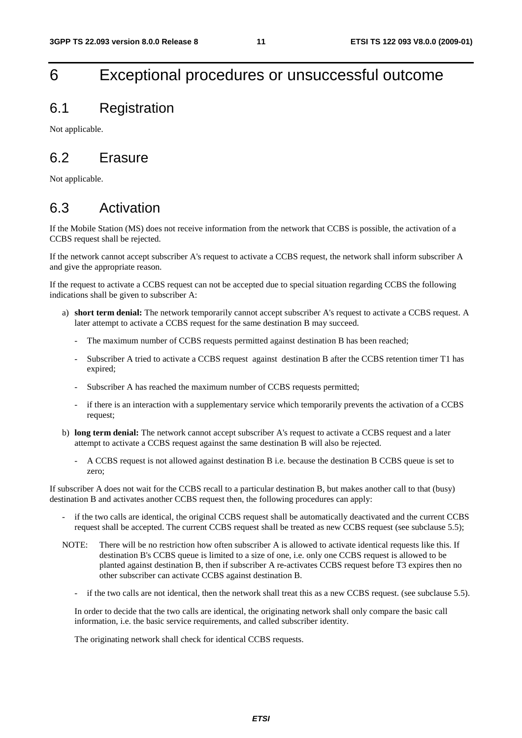# 6 Exceptional procedures or unsuccessful outcome

## 6.1 Registration

Not applicable.

## 6.2 Erasure

Not applicable.

## 6.3 Activation

If the Mobile Station (MS) does not receive information from the network that CCBS is possible, the activation of a CCBS request shall be rejected.

If the network cannot accept subscriber A's request to activate a CCBS request, the network shall inform subscriber A and give the appropriate reason.

If the request to activate a CCBS request can not be accepted due to special situation regarding CCBS the following indications shall be given to subscriber A:

a) **short term denial:** The network temporarily cannot accept subscriber A's request to activate a CCBS request. A later attempt to activate a CCBS request for the same destination B may succeed.

   - The maximum number of CCBS requests permitted against destination B has been reached;
   - Subscriber A tried to activate a CCBS request against destination B after the CCBS retention timer T1 has expired;
   - Subscriber A has reached the maximum number of CCBS requests permitted;
   - if there is an interaction with a supplementary service which temporarily prevents the activation of a CCBS request;

b) **long term denial:** The network cannot accept subscriber A's request to activate a CCBS request and a later attempt to activate a CCBS request against the same destination B will also be rejected.

   - A CCBS request is not allowed against destination B i.e. because the destination B CCBS queue is set to zero;

If subscriber A does not wait for the CCBS recall to a particular destination B, but makes another call to that (busy) destination B and activates another CCBS request then, the following procedures can apply:

- if the two calls are identical, the original CCBS request shall be automatically deactivated and the current CCBS request shall be accepted. The current CCBS request shall be treated as new CCBS request (see subclause 5.5);

NOTE: There will be no restriction how often subscriber A is allowed to activate identical requests like this. If destination B's CCBS queue is limited to a size of one, i.e. only one CCBS request is allowed to be planted against destination B, then if subscriber A re-activates CCBS request before T3 expires then no other subscriber can activate CCBS against destination B.

- if the two calls are not identical, then the network shall treat this as a new CCBS request. (see subclause 5.5).

In order to decide that the two calls are identical, the originating network shall only compare the basic call information, i.e. the basic service requirements, and called subscriber identity.

The originating network shall check for identical CCBS requests.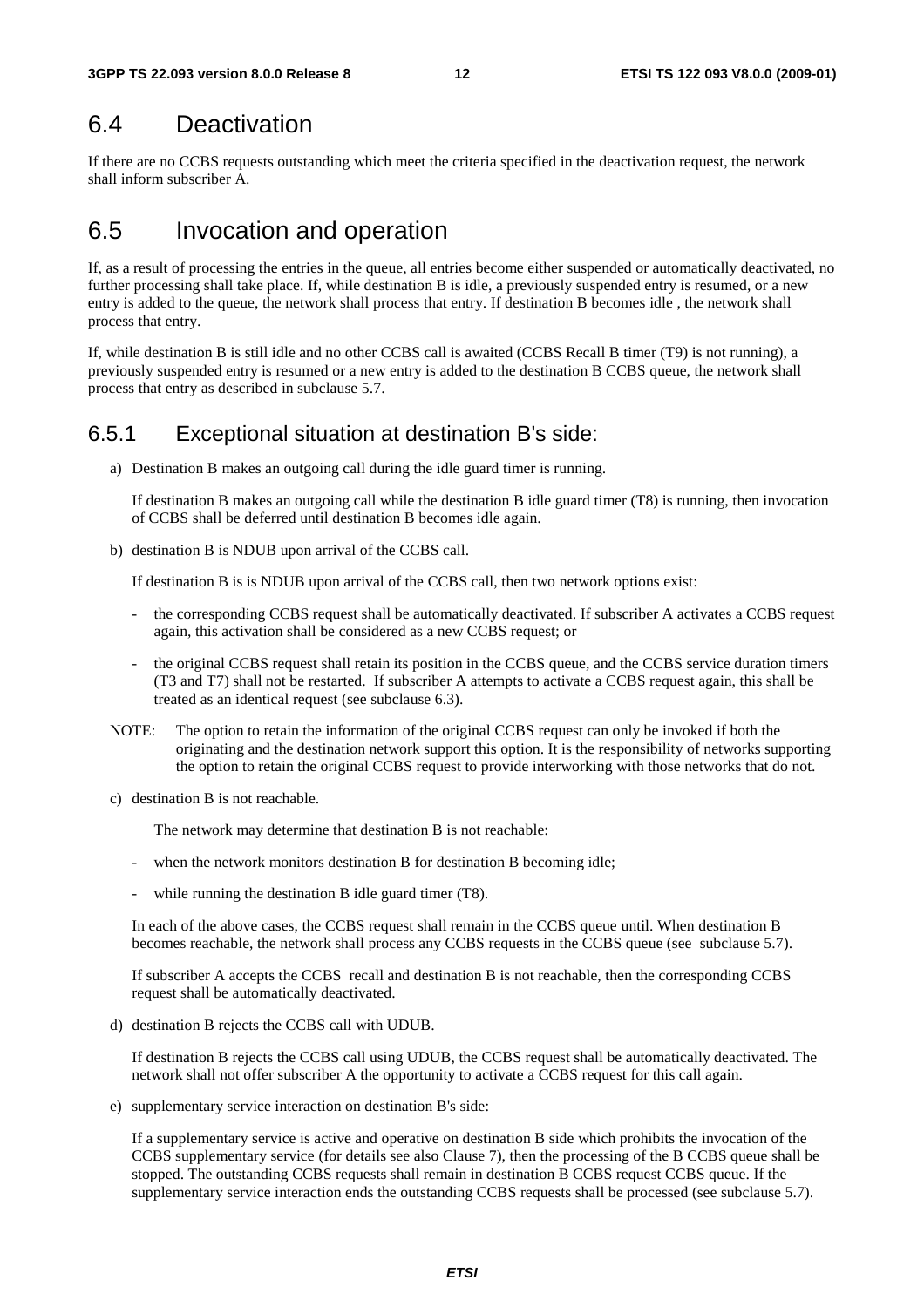## 6.4 Deactivation

If there are no CCBS requests outstanding which meet the criteria specified in the deactivation request, the network shall inform subscriber A.

## 6.5 Invocation and operation

If, as a result of processing the entries in the queue, all entries become either suspended or automatically deactivated, no further processing shall take place. If, while destination B is idle, a previously suspended entry is resumed, or a new entry is added to the queue, the network shall process that entry. If destination B becomes idle , the network shall process that entry.

If, while destination B is still idle and no other CCBS call is awaited (CCBS Recall B timer (T9) is not running), a previously suspended entry is resumed or a new entry is added to the destination B CCBS queue, the network shall process that entry as described in subclause 5.7.

### 6.5.1 Exceptional situation at destination B's side:

a) Destination B makes an outgoing call during the idle guard timer is running.

   If destination B makes an outgoing call while the destination B idle guard timer (T8) is running, then invocation of CCBS shall be deferred until destination B becomes idle again.

b) destination B is NDUB upon arrival of the CCBS call.

   If destination B is is NDUB upon arrival of the CCBS call, then two network options exist:

   - the corresponding CCBS request shall be automatically deactivated. If subscriber A activates a CCBS request again, this activation shall be considered as a new CCBS request; or

   - the original CCBS request shall retain its position in the CCBS queue, and the CCBS service duration timers (T3 and T7) shall not be restarted. If subscriber A attempts to activate a CCBS request again, this shall be treated as an identical request (see subclause 6.3).

NOTE: The option to retain the information of the original CCBS request can only be invoked if both the originating and the destination network support this option. It is the responsibility of networks supporting the option to retain the original CCBS request to provide interworking with those networks that do not.

c) destination B is not reachable.

   The network may determine that destination B is not reachable:

   - when the network monitors destination B for destination B becoming idle;

   - while running the destination B idle guard timer (T8).

   In each of the above cases, the CCBS request shall remain in the CCBS queue until. When destination B becomes reachable, the network shall process any CCBS requests in the CCBS queue (see subclause 5.7).

   If subscriber A accepts the CCBS recall and destination B is not reachable, then the corresponding CCBS request shall be automatically deactivated.

d) destination B rejects the CCBS call with UDUB.

   If destination B rejects the CCBS call using UDUB, the CCBS request shall be automatically deactivated. The network shall not offer subscriber A the opportunity to activate a CCBS request for this call again.

e) supplementary service interaction on destination B's side:

   If a supplementary service is active and operative on destination B side which prohibits the invocation of the CCBS supplementary service (for details see also Clause 7), then the processing of the B CCBS queue shall be stopped. The outstanding CCBS requests shall remain in destination B CCBS request CCBS queue. If the supplementary service interaction ends the outstanding CCBS requests shall be processed (see subclause 5.7).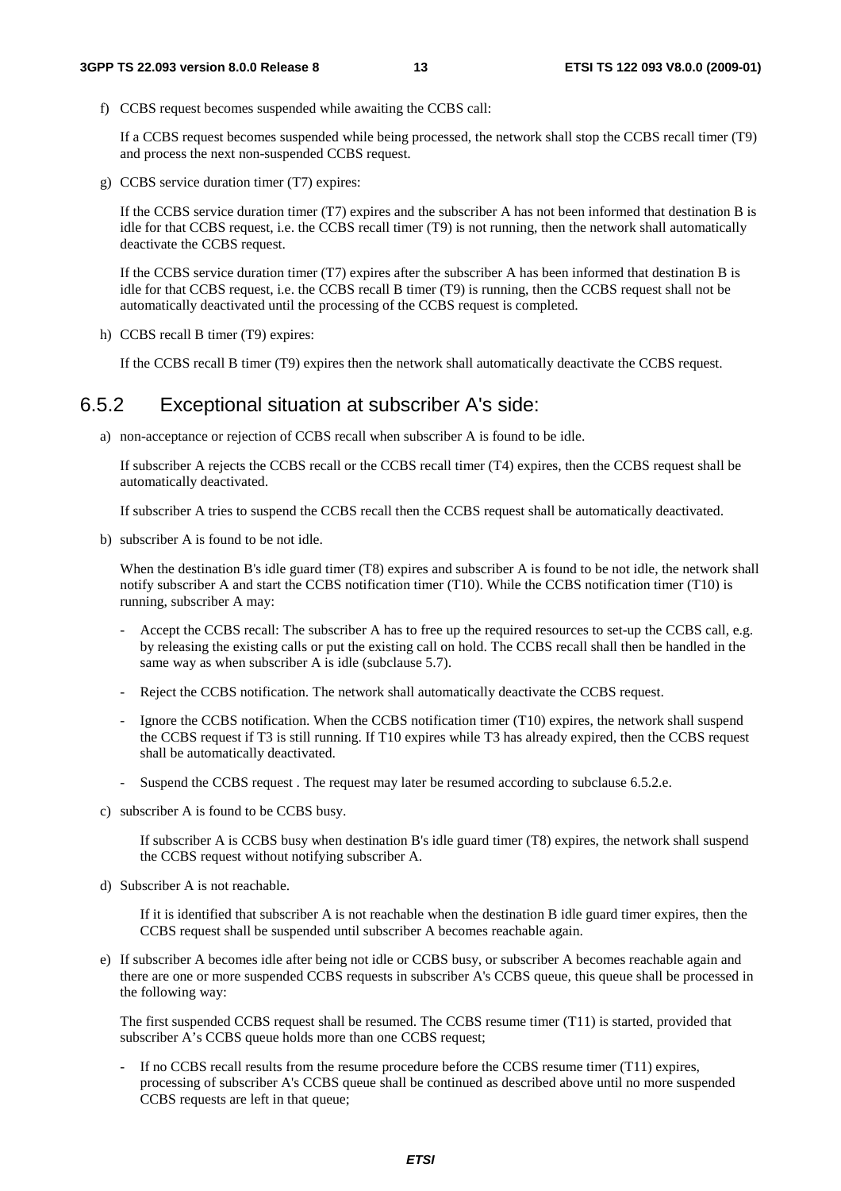f) CCBS request becomes suspended while awaiting the CCBS call:

   If a CCBS request becomes suspended while being processed, the network shall stop the CCBS recall timer (T9) and process the next non-suspended CCBS request.

g) CCBS service duration timer (T7) expires:

   If the CCBS service duration timer (T7) expires and the subscriber A has not been informed that destination B is idle for that CCBS request, i.e. the CCBS recall timer (T9) is not running, then the network shall automatically deactivate the CCBS request.

   If the CCBS service duration timer (T7) expires after the subscriber A has been informed that destination B is idle for that CCBS request, i.e. the CCBS recall B timer (T9) is running, then the CCBS request shall not be automatically deactivated until the processing of the CCBS request is completed.

h) CCBS recall B timer (T9) expires:

   If the CCBS recall B timer (T9) expires then the network shall automatically deactivate the CCBS request.

### 6.5.2 Exceptional situation at subscriber A's side:

a) non-acceptance or rejection of CCBS recall when subscriber A is found to be idle.

   If subscriber A rejects the CCBS recall or the CCBS recall timer (T4) expires, then the CCBS request shall be automatically deactivated.

   If subscriber A tries to suspend the CCBS recall then the CCBS request shall be automatically deactivated.

b) subscriber A is found to be not idle.

   When the destination B's idle guard timer (T8) expires and subscriber A is found to be not idle, the network shall notify subscriber A and start the CCBS notification timer (T10). While the CCBS notification timer (T10) is running, subscriber A may:

   - Accept the CCBS recall: The subscriber A has to free up the required resources to set-up the CCBS call, e.g. by releasing the existing calls or put the existing call on hold. The CCBS recall shall then be handled in the same way as when subscriber A is idle (subclause 5.7).
   - Reject the CCBS notification. The network shall automatically deactivate the CCBS request.
   - Ignore the CCBS notification. When the CCBS notification timer (T10) expires, the network shall suspend the CCBS request if T3 is still running. If T10 expires while T3 has already expired, then the CCBS request shall be automatically deactivated.
   - Suspend the CCBS request . The request may later be resumed according to subclause 6.5.2.e.

c) subscriber A is found to be CCBS busy.

   If subscriber A is CCBS busy when destination B's idle guard timer (T8) expires, the network shall suspend the CCBS request without notifying subscriber A.

d) Subscriber A is not reachable.

   If it is identified that subscriber A is not reachable when the destination B idle guard timer expires, then the CCBS request shall be suspended until subscriber A becomes reachable again.

e) If subscriber A becomes idle after being not idle or CCBS busy, or subscriber A becomes reachable again and there are one or more suspended CCBS requests in subscriber A's CCBS queue, this queue shall be processed in the following way:

   The first suspended CCBS request shall be resumed. The CCBS resume timer (T11) is started, provided that subscriber A's CCBS queue holds more than one CCBS request;

   - If no CCBS recall results from the resume procedure before the CCBS resume timer (T11) expires, processing of subscriber A's CCBS queue shall be continued as described above until no more suspended CCBS requests are left in that queue;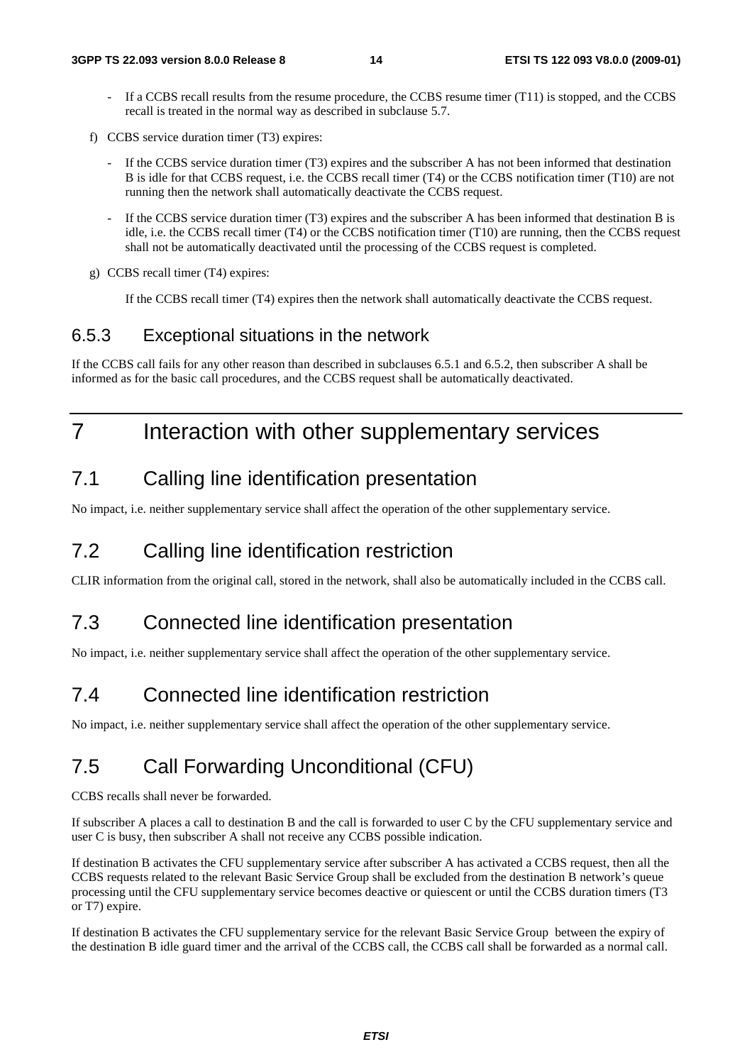- If a CCBS recall results from the resume procedure, the CCBS resume timer (T11) is stopped, and the CCBS recall is treated in the normal way as described in subclause 5.7.

f) CCBS service duration timer (T3) expires:

- If the CCBS service duration timer (T3) expires and the subscriber A has not been informed that destination B is idle for that CCBS request, i.e. the CCBS recall timer (T4) or the CCBS notification timer (T10) are not running then the network shall automatically deactivate the CCBS request.

- If the CCBS service duration timer (T3) expires and the subscriber A has been informed that destination B is idle, i.e. the CCBS recall timer (T4) or the CCBS notification timer (T10) are running, then the CCBS request shall not be automatically deactivated until the processing of the CCBS request is completed.

g) CCBS recall timer (T4) expires:

If the CCBS recall timer (T4) expires then the network shall automatically deactivate the CCBS request.

### 6.5.3 Exceptional situations in the network

If the CCBS call fails for any other reason than described in subclauses 6.5.1 and 6.5.2, then subscriber A shall be informed as for the basic call procedures, and the CCBS request shall be automatically deactivated.

# 7 Interaction with other supplementary services

## 7.1 Calling line identification presentation

No impact, i.e. neither supplementary service shall affect the operation of the other supplementary service.

## 7.2 Calling line identification restriction

CLIR information from the original call, stored in the network, shall also be automatically included in the CCBS call.

## 7.3 Connected line identification presentation

No impact, i.e. neither supplementary service shall affect the operation of the other supplementary service.

## 7.4 Connected line identification restriction

No impact, i.e. neither supplementary service shall affect the operation of the other supplementary service.

## 7.5 Call Forwarding Unconditional (CFU)

CCBS recalls shall never be forwarded.

If subscriber A places a call to destination B and the call is forwarded to user C by the CFU supplementary service and user C is busy, then subscriber A shall not receive any CCBS possible indication.

If destination B activates the CFU supplementary service after subscriber A has activated a CCBS request, then all the CCBS requests related to the relevant Basic Service Group shall be excluded from the destination B network's queue processing until the CFU supplementary service becomes deactive or quiescent or until the CCBS duration timers (T3 or T7) expire.

If destination B activates the CFU supplementary service for the relevant Basic Service Group between the expiry of the destination B idle guard timer and the arrival of the CCBS call, the CCBS call shall be forwarded as a normal call.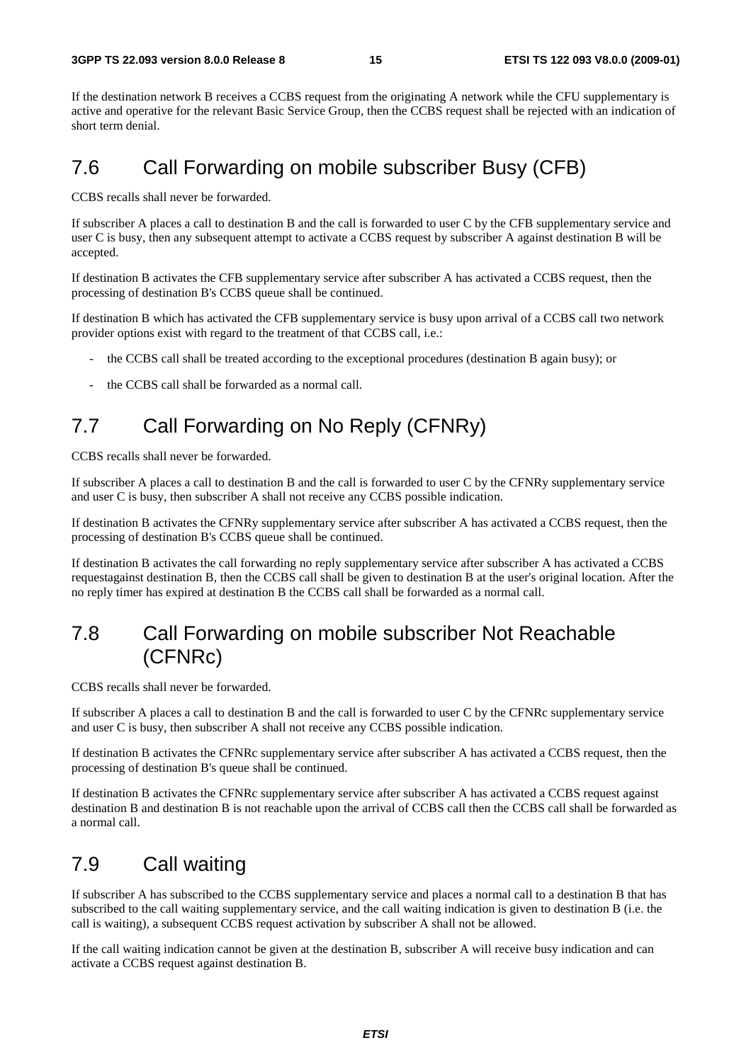If the destination network B receives a CCBS request from the originating A network while the CFU supplementary is active and operative for the relevant Basic Service Group, then the CCBS request shall be rejected with an indication of short term denial.

## 7.6 Call Forwarding on mobile subscriber Busy (CFB)

CCBS recalls shall never be forwarded.

If subscriber A places a call to destination B and the call is forwarded to user C by the CFB supplementary service and user C is busy, then any subsequent attempt to activate a CCBS request by subscriber A against destination B will be accepted.

If destination B activates the CFB supplementary service after subscriber A has activated a CCBS request, then the processing of destination B's CCBS queue shall be continued.

If destination B which has activated the CFB supplementary service is busy upon arrival of a CCBS call two network provider options exist with regard to the treatment of that CCBS call, i.e.:

- the CCBS call shall be treated according to the exceptional procedures (destination B again busy); or
- the CCBS call shall be forwarded as a normal call.

## 7.7 Call Forwarding on No Reply (CFNRy)

CCBS recalls shall never be forwarded.

If subscriber A places a call to destination B and the call is forwarded to user C by the CFNRy supplementary service and user C is busy, then subscriber A shall not receive any CCBS possible indication.

If destination B activates the CFNRy supplementary service after subscriber A has activated a CCBS request, then the processing of destination B's CCBS queue shall be continued.

If destination B activates the call forwarding no reply supplementary service after subscriber A has activated a CCBS requestagainst destination B, then the CCBS call shall be given to destination B at the user's original location. After the no reply timer has expired at destination B the CCBS call shall be forwarded as a normal call.

## 7.8 Call Forwarding on mobile subscriber Not Reachable (CFNRc)

CCBS recalls shall never be forwarded.

If subscriber A places a call to destination B and the call is forwarded to user C by the CFNRc supplementary service and user C is busy, then subscriber A shall not receive any CCBS possible indication.

If destination B activates the CFNRc supplementary service after subscriber A has activated a CCBS request, then the processing of destination B's queue shall be continued.

If destination B activates the CFNRc supplementary service after subscriber A has activated a CCBS request against destination B and destination B is not reachable upon the arrival of CCBS call then the CCBS call shall be forwarded as a normal call.

## 7.9 Call waiting

If subscriber A has subscribed to the CCBS supplementary service and places a normal call to a destination B that has subscribed to the call waiting supplementary service, and the call waiting indication is given to destination B (i.e. the call is waiting), a subsequent CCBS request activation by subscriber A shall not be allowed.

If the call waiting indication cannot be given at the destination B, subscriber A will receive busy indication and can activate a CCBS request against destination B.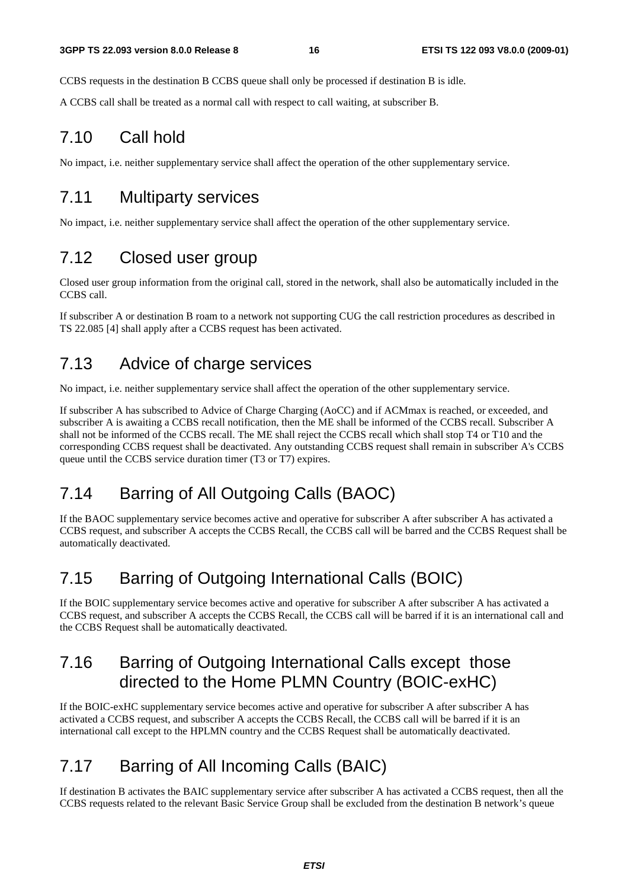CCBS requests in the destination B CCBS queue shall only be processed if destination B is idle.

A CCBS call shall be treated as a normal call with respect to call waiting, at subscriber B.

## 7.10 Call hold

No impact, i.e. neither supplementary service shall affect the operation of the other supplementary service.

## 7.11 Multiparty services

No impact, i.e. neither supplementary service shall affect the operation of the other supplementary service.

## 7.12 Closed user group

Closed user group information from the original call, stored in the network, shall also be automatically included in the CCBS call.

If subscriber A or destination B roam to a network not supporting CUG the call restriction procedures as described in TS 22.085 [4] shall apply after a CCBS request has been activated.

## 7.13 Advice of charge services

No impact, i.e. neither supplementary service shall affect the operation of the other supplementary service.

If subscriber A has subscribed to Advice of Charge Charging (AoCC) and if ACMmax is reached, or exceeded, and subscriber A is awaiting a CCBS recall notification, then the ME shall be informed of the CCBS recall. Subscriber A shall not be informed of the CCBS recall. The ME shall reject the CCBS recall which shall stop T4 or T10 and the corresponding CCBS request shall be deactivated. Any outstanding CCBS request shall remain in subscriber A's CCBS queue until the CCBS service duration timer (T3 or T7) expires.

## 7.14 Barring of All Outgoing Calls (BAOC)

If the BAOC supplementary service becomes active and operative for subscriber A after subscriber A has activated a CCBS request, and subscriber A accepts the CCBS Recall, the CCBS call will be barred and the CCBS Request shall be automatically deactivated.

## 7.15 Barring of Outgoing International Calls (BOIC)

If the BOIC supplementary service becomes active and operative for subscriber A after subscriber A has activated a CCBS request, and subscriber A accepts the CCBS Recall, the CCBS call will be barred if it is an international call and the CCBS Request shall be automatically deactivated.

## 7.16 Barring of Outgoing International Calls except those directed to the Home PLMN Country (BOIC-exHC)

If the BOIC-exHC supplementary service becomes active and operative for subscriber A after subscriber A has activated a CCBS request, and subscriber A accepts the CCBS Recall, the CCBS call will be barred if it is an international call except to the HPLMN country and the CCBS Request shall be automatically deactivated.

## 7.17 Barring of All Incoming Calls (BAIC)

If destination B activates the BAIC supplementary service after subscriber A has activated a CCBS request, then all the CCBS requests related to the relevant Basic Service Group shall be excluded from the destination B network's queue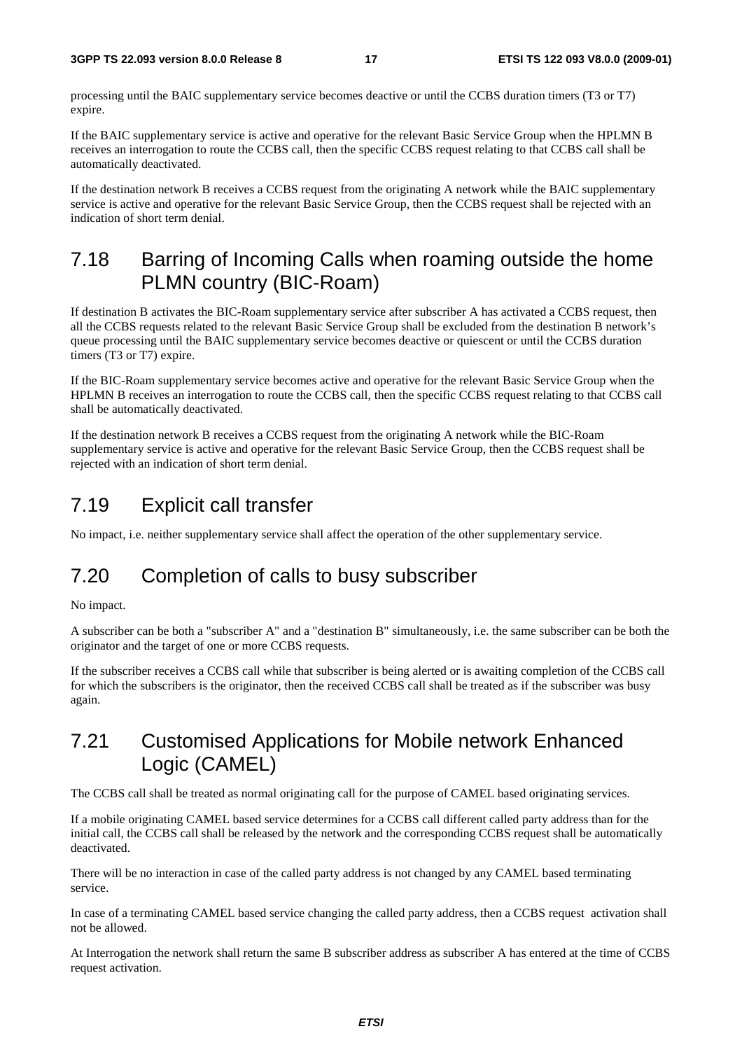processing until the BAIC supplementary service becomes deactive or until the CCBS duration timers (T3 or T7) expire.

If the BAIC supplementary service is active and operative for the relevant Basic Service Group when the HPLMN B receives an interrogation to route the CCBS call, then the specific CCBS request relating to that CCBS call shall be automatically deactivated.

If the destination network B receives a CCBS request from the originating A network while the BAIC supplementary service is active and operative for the relevant Basic Service Group, then the CCBS request shall be rejected with an indication of short term denial.

## 7.18 Barring of Incoming Calls when roaming outside the home PLMN country (BIC-Roam)

If destination B activates the BIC-Roam supplementary service after subscriber A has activated a CCBS request, then all the CCBS requests related to the relevant Basic Service Group shall be excluded from the destination B network's queue processing until the BAIC supplementary service becomes deactive or quiescent or until the CCBS duration timers (T3 or T7) expire.

If the BIC-Roam supplementary service becomes active and operative for the relevant Basic Service Group when the HPLMN B receives an interrogation to route the CCBS call, then the specific CCBS request relating to that CCBS call shall be automatically deactivated.

If the destination network B receives a CCBS request from the originating A network while the BIC-Roam supplementary service is active and operative for the relevant Basic Service Group, then the CCBS request shall be rejected with an indication of short term denial.

## 7.19 Explicit call transfer

No impact, i.e. neither supplementary service shall affect the operation of the other supplementary service.

## 7.20 Completion of calls to busy subscriber

No impact.

A subscriber can be both a "subscriber A" and a "destination B" simultaneously, i.e. the same subscriber can be both the originator and the target of one or more CCBS requests.

If the subscriber receives a CCBS call while that subscriber is being alerted or is awaiting completion of the CCBS call for which the subscribers is the originator, then the received CCBS call shall be treated as if the subscriber was busy again.

## 7.21 Customised Applications for Mobile network Enhanced Logic (CAMEL)

The CCBS call shall be treated as normal originating call for the purpose of CAMEL based originating services.

If a mobile originating CAMEL based service determines for a CCBS call different called party address than for the initial call, the CCBS call shall be released by the network and the corresponding CCBS request shall be automatically deactivated.

There will be no interaction in case of the called party address is not changed by any CAMEL based terminating service.

In case of a terminating CAMEL based service changing the called party address, then a CCBS request activation shall not be allowed.

At Interrogation the network shall return the same B subscriber address as subscriber A has entered at the time of CCBS request activation.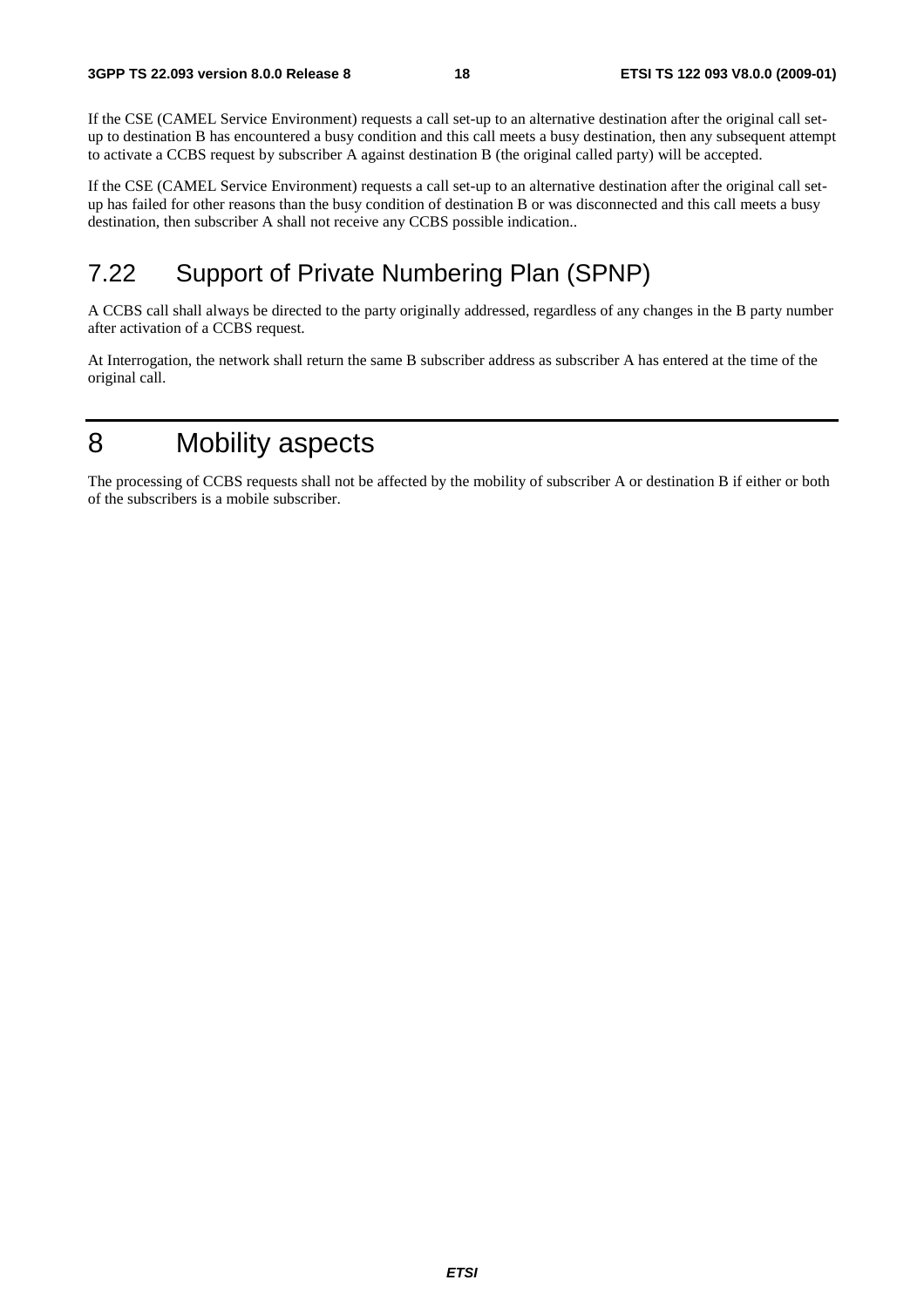If the CSE (CAMEL Service Environment) requests a call set-up to an alternative destination after the original call set-up to destination B has encountered a busy condition and this call meets a busy destination, then any subsequent attempt to activate a CCBS request by subscriber A against destination B (the original called party) will be accepted.

If the CSE (CAMEL Service Environment) requests a call set-up to an alternative destination after the original call set-up has failed for other reasons than the busy condition of destination B or was disconnected and this call meets a busy destination, then subscriber A shall not receive any CCBS possible indication..

## 7.22 Support of Private Numbering Plan (SPNP)

A CCBS call shall always be directed to the party originally addressed, regardless of any changes in the B party number after activation of a CCBS request.

At Interrogation, the network shall return the same B subscriber address as subscriber A has entered at the time of the original call.

# 8 Mobility aspects

The processing of CCBS requests shall not be affected by the mobility of subscriber A or destination B if either or both of the subscribers is a mobile subscriber.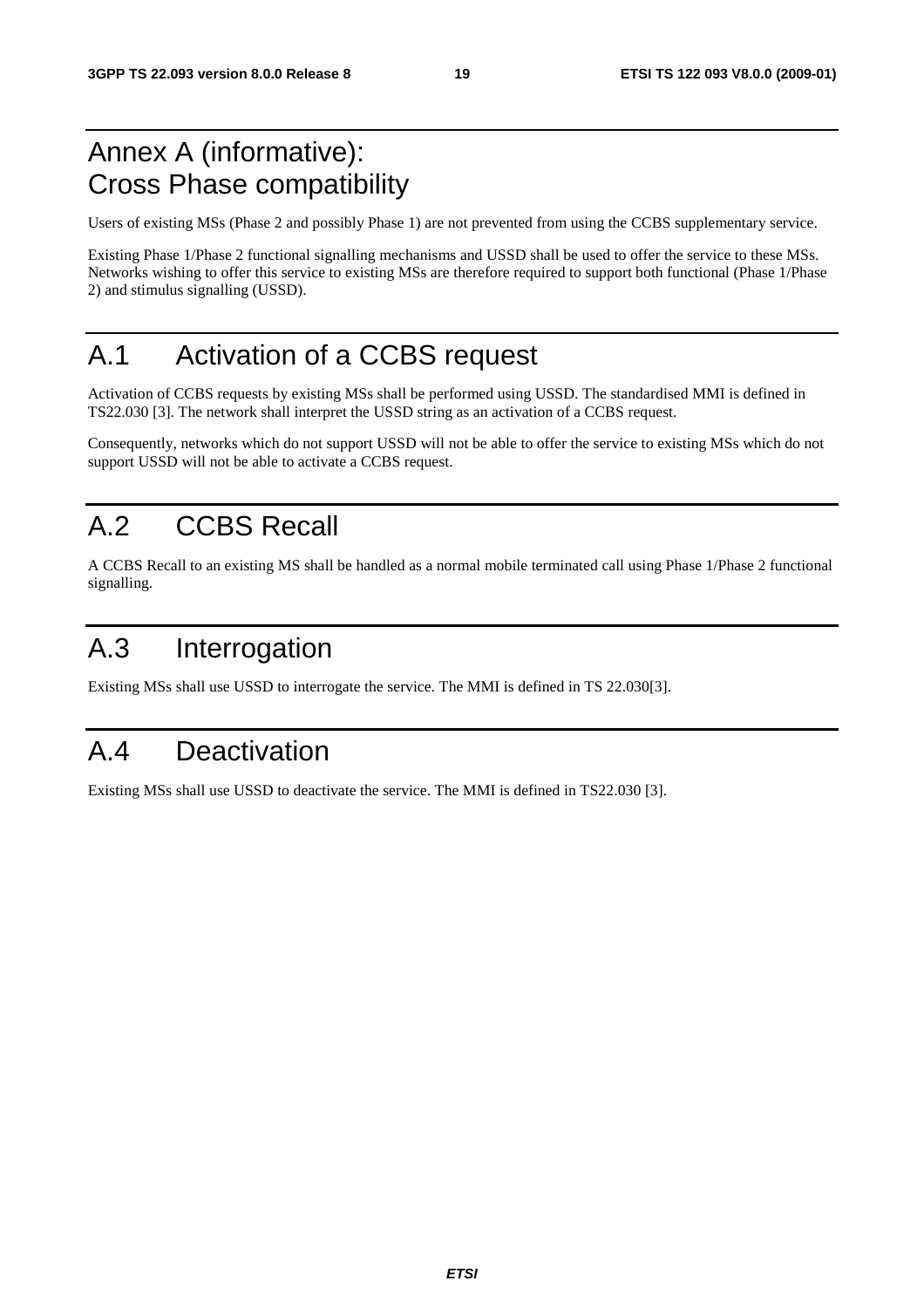# Annex A (informative): Cross Phase compatibility

Users of existing MSs (Phase 2 and possibly Phase 1) are not prevented from using the CCBS supplementary service.

Existing Phase 1/Phase 2 functional signalling mechanisms and USSD shall be used to offer the service to these MSs. Networks wishing to offer this service to existing MSs are therefore required to support both functional (Phase 1/Phase 2) and stimulus signalling (USSD).

# A.1 Activation of a CCBS request

Activation of CCBS requests by existing MSs shall be performed using USSD. The standardised MMI is defined in TS22.030 [3]. The network shall interpret the USSD string as an activation of a CCBS request.

Consequently, networks which do not support USSD will not be able to offer the service to existing MSs which do not support USSD will not be able to activate a CCBS request.

# A.2 CCBS Recall

A CCBS Recall to an existing MS shall be handled as a normal mobile terminated call using Phase 1/Phase 2 functional signalling.

# A.3 Interrogation

Existing MSs shall use USSD to interrogate the service. The MMI is defined in TS 22.030[3].

# A.4 Deactivation

Existing MSs shall use USSD to deactivate the service. The MMI is defined in TS22.030 [3].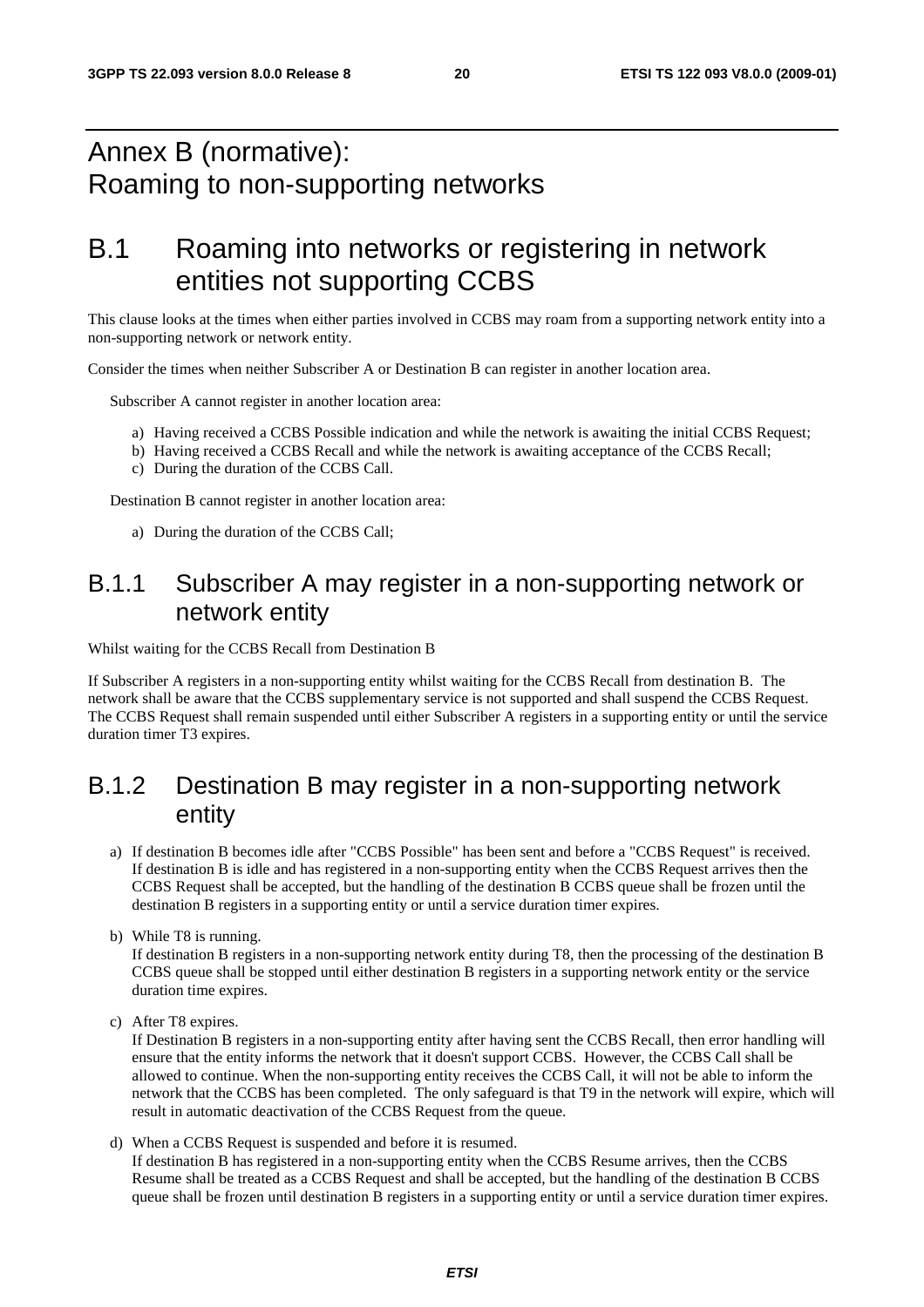# Annex B (normative): Roaming to non-supporting networks

# B.1 Roaming into networks or registering in network entities not supporting CCBS

This clause looks at the times when either parties involved in CCBS may roam from a supporting network entity into a non-supporting network or network entity.

Consider the times when neither Subscriber A or Destination B can register in another location area.

Subscriber A cannot register in another location area:

a) Having received a CCBS Possible indication and while the network is awaiting the initial CCBS Request;
b) Having received a CCBS Recall and while the network is awaiting acceptance of the CCBS Recall;
c) During the duration of the CCBS Call.

Destination B cannot register in another location area:

a) During the duration of the CCBS Call;

## B.1.1 Subscriber A may register in a non-supporting network or network entity

Whilst waiting for the CCBS Recall from Destination B

If Subscriber A registers in a non-supporting entity whilst waiting for the CCBS Recall from destination B. The network shall be aware that the CCBS supplementary service is not supported and shall suspend the CCBS Request. The CCBS Request shall remain suspended until either Subscriber A registers in a supporting entity or until the service duration timer T3 expires.

## B.1.2 Destination B may register in a non-supporting network entity

a) If destination B becomes idle after "CCBS Possible" has been sent and before a "CCBS Request" is received.
If destination B is idle and has registered in a non-supporting entity when the CCBS Request arrives then the CCBS Request shall be accepted, but the handling of the destination B CCBS queue shall be frozen until the destination B registers in a supporting entity or until a service duration timer expires.

b) While T8 is running.
If destination B registers in a non-supporting network entity during T8, then the processing of the destination B CCBS queue shall be stopped until either destination B registers in a supporting network entity or the service duration time expires.

c) After T8 expires.
If Destination B registers in a non-supporting entity after having sent the CCBS Recall, then error handling will ensure that the entity informs the network that it doesn't support CCBS. However, the CCBS Call shall be allowed to continue. When the non-supporting entity receives the CCBS Call, it will not be able to inform the network that the CCBS has been completed. The only safeguard is that T9 in the network will expire, which will result in automatic deactivation of the CCBS Request from the queue.

d) When a CCBS Request is suspended and before it is resumed.
If destination B has registered in a non-supporting entity when the CCBS Resume arrives, then the CCBS Resume shall be treated as a CCBS Request and shall be accepted, but the handling of the destination B CCBS queue shall be frozen until destination B registers in a supporting entity or until a service duration timer expires.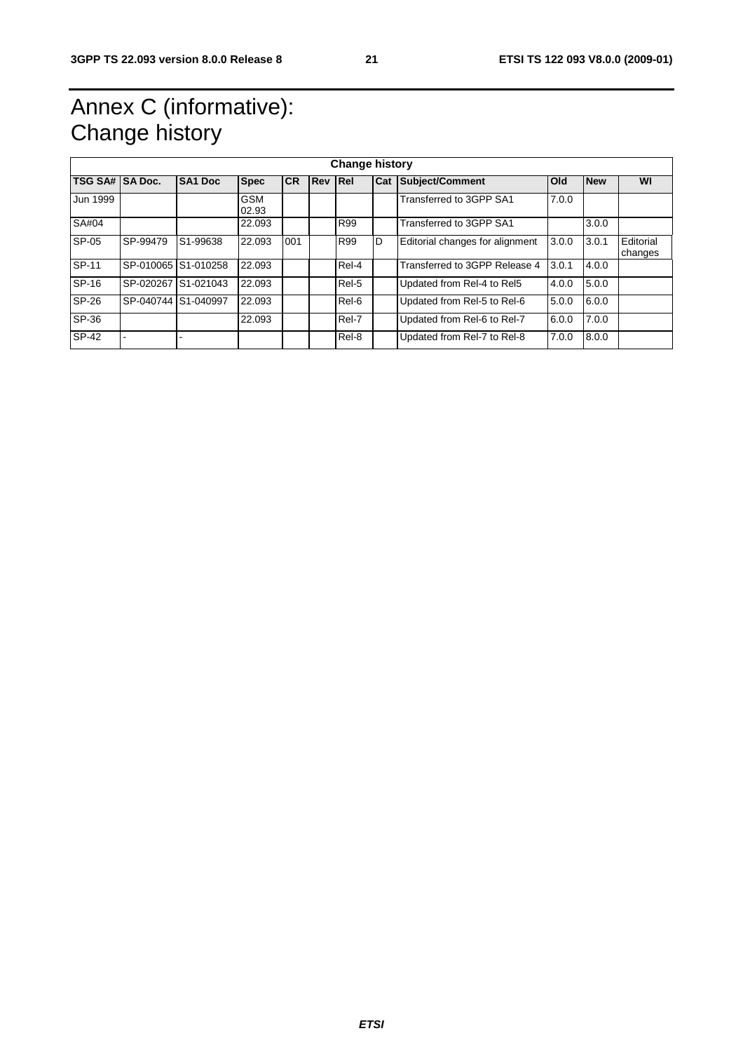# Annex C (informative): Change history

| Change history | | | | | | | | | | | |
|---|---|---|---|---|---|---|---|---|---|---|---|
| **TSG SA#** | **SA Doc.** | **SA1 Doc** | **Spec** | **CR** | **Rev** | **Rel** | **Cat** | **Subject/Comment** | **Old** | **New** | **WI** |
| Jun 1999 | | | GSM 02.93 | | | | | Transferred to 3GPP SA1 | 7.0.0 | | |
| SA#04 | | | 22.093 | | | R99 | | Transferred to 3GPP SA1 | | 3.0.0 | |
| SP-05 | SP-99479 | S1-99638 | 22.093 | 001 | | R99 | D | Editorial changes for alignment | 3.0.0 | 3.0.1 | Editorial changes |
| SP-11 | SP-010065 | S1-010258 | 22.093 | | | Rel-4 | | Transferred to 3GPP Release 4 | 3.0.1 | 4.0.0 | |
| SP-16 | SP-020267 | S1-021043 | 22.093 | | | Rel-5 | | Updated from Rel-4 to Rel5 | 4.0.0 | 5.0.0 | |
| SP-26 | SP-040744 | S1-040997 | 22.093 | | | Rel-6 | | Updated from Rel-5 to Rel-6 | 5.0.0 | 6.0.0 | |
| SP-36 | | | 22.093 | | | Rel-7 | | Updated from Rel-6 to Rel-7 | 6.0.0 | 7.0.0 | |
| SP-42 | - | - | | | | Rel-8 | | Updated from Rel-7 to Rel-8 | 7.0.0 | 8.0.0 | |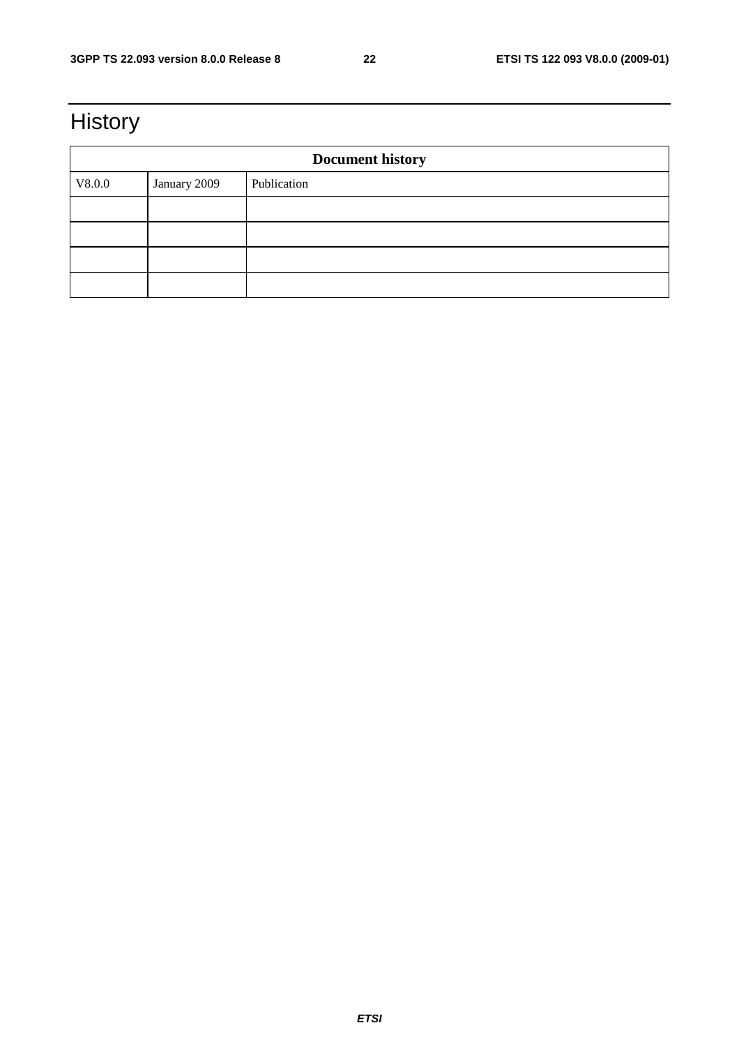# History

| Document history | | |
|---|---|---|
| V8.0.0 | January 2009 | Publication |
| | | |
| | | |
| | | |
| | | |